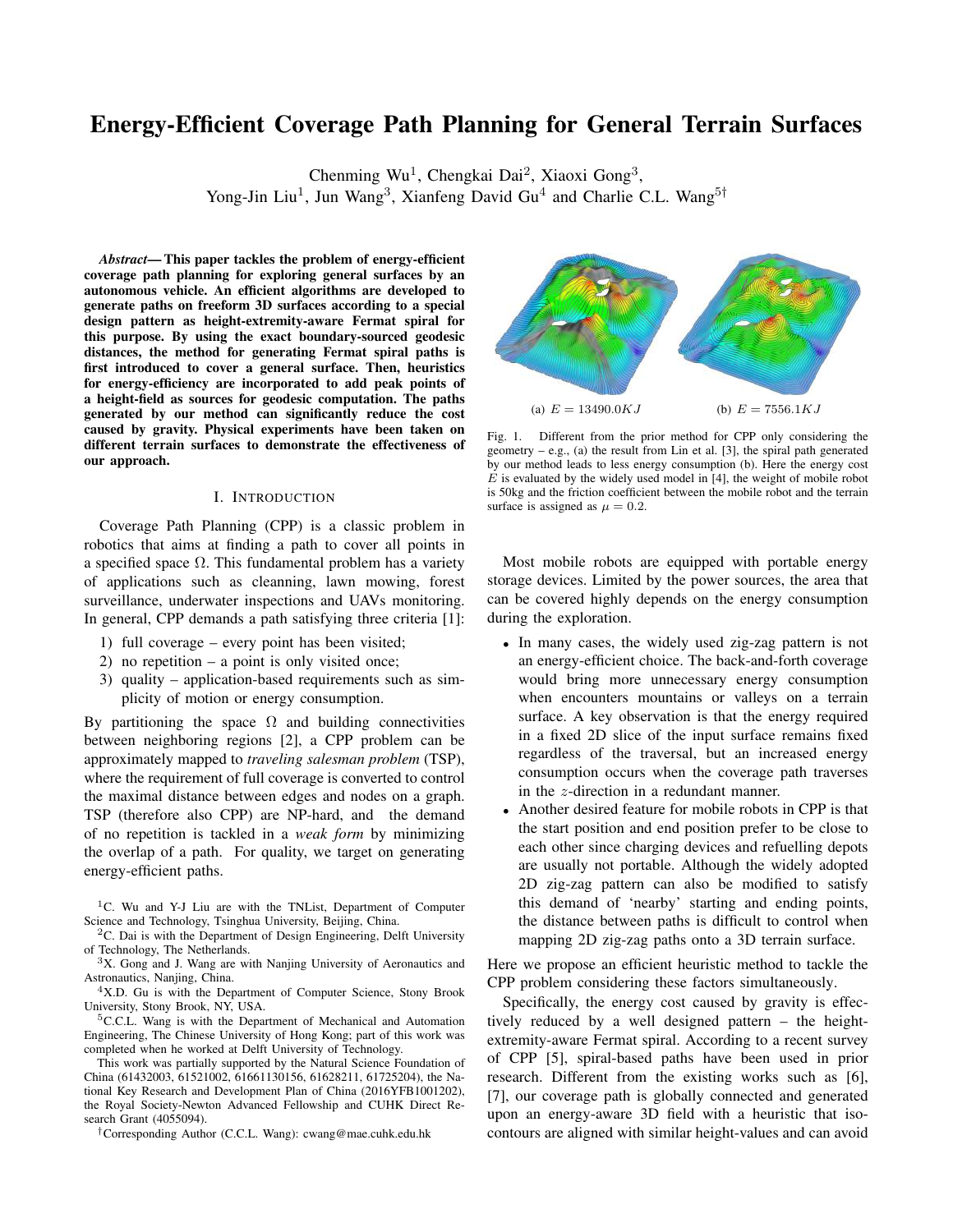# Energy-Efficient Coverage Path Planning for General Terrain Surfaces

Chenming Wu[1], Chengkai Dai[2], Xiaoxi Gong[3], Yong-Jin Liu[1], Jun Wang[3], Xianfeng David Gu[4] and Charlie C.L. Wang[5†]

***Abstract*— This paper tackles the problem of energy-efficient coverage path planning for exploring general surfaces by an autonomous vehicle. An efficient algorithms are developed to generate paths on freeform 3D surfaces according to a special design pattern as height-extremity-aware Fermat spiral for this purpose. By using the exact boundary-sourced geodesic distances, the method for generating Fermat spiral paths is first introduced to cover a general surface. Then, heuristics for energy-efficiency are incorporated to add peak points of a height-field as sources for geodesic computation. The paths generated by our method can significantly reduce the cost caused by gravity. Physical experiments have been taken on different terrain surfaces to demonstrate the effectiveness of our approach.**

## I. Introduction

Coverage Path Planning (CPP) is a classic problem in robotics that aims at finding a path to cover all points in a specified space $\Omega$. This fundamental problem has a variety of applications such as cleanning, lawn mowing, forest surveillance, underwater inspections and UAVs monitoring. In general, CPP demands a path satisfying three criteria [1]:

1) full coverage – every point has been visited;
2) no repetition – a point is only visited once;
3) quality – application-based requirements such as simplicity of motion or energy consumption.

By partitioning the space $\Omega$ and building connectivities between neighboring regions [2], a CPP problem can be approximately mapped to *traveling salesman problem* (TSP), where the requirement of full coverage is converted to control the maximal distance between edges and nodes on a graph. TSP (therefore also CPP) are NP-hard, and the demand of no repetition is tackled in a *weak form* by minimizing the overlap of a path. For quality, we target on generating energy-efficient paths.

(a) $E = 13490.0KJ$ (b) $E = 7556.1KJ$

Fig. 1. Different from the prior method for CPP only considering the geometry – e.g., (a) the result from Lin et al. [3], the spiral path generated by our method leads to less energy consumption (b). Here the energy cost $E$ is evaluated by the widely used model in [4], the weight of mobile robot is 50kg and the friction coefficient between the mobile robot and the terrain surface is assigned as $\mu = 0.2$.

Most mobile robots are equipped with portable energy storage devices. Limited by the power sources, the area that can be covered highly depends on the energy consumption during the exploration.

- In many cases, the widely used zig-zag pattern is not an energy-efficient choice. The back-and-forth coverage would bring more unnecessary energy consumption when encounters mountains or valleys on a terrain surface. A key observation is that the energy required in a fixed 2D slice of the input surface remains fixed regardless of the traversal, but an increased energy consumption occurs when the coverage path traverses in the $z$-direction in a redundant manner.
- Another desired feature for mobile robots in CPP is that the start position and end position prefer to be close to each other since charging devices and refuelling depots are usually not portable. Although the widely adopted 2D zig-zag pattern can also be modified to satisfy this demand of 'nearby' starting and ending points, the distance between paths is difficult to control when mapping 2D zig-zag paths onto a 3D terrain surface.

Here we propose an efficient heuristic method to tackle the CPP problem considering these factors simultaneously.

Specifically, the energy cost caused by gravity is effectively reduced by a well designed pattern – the height-extremity-aware Fermat spiral. According to a recent survey of CPP [5], spiral-based paths have been used in prior research. Different from the existing works such as [6], [7], our coverage path is globally connected and generated upon an energy-aware 3D field with a heuristic that iso-contours are aligned with similar height-values and can avoid

[1]C. Wu and Y-J Liu are with the TNList, Department of Computer Science and Technology, Tsinghua University, Beijing, China.

[2]C. Dai is with the Department of Design Engineering, Delft University of Technology, The Netherlands.

[3]X. Gong and J. Wang are with Nanjing University of Aeronautics and Astronautics, Nanjing, China.

[4]X.D. Gu is with the Department of Computer Science, Stony Brook University, Stony Brook, NY, USA.

[5]C.C.L. Wang is with the Department of Mechanical and Automation Engineering, The Chinese University of Hong Kong; part of this work was completed when he worked at Delft University of Technology.

This work was partially supported by the Natural Science Foundation of China (61432003, 61521002, 61661130156, 61628211, 61725204), the National Key Research and Development Plan of China (2016YFB1001202), the Royal Society-Newton Advanced Fellowship and CUHK Direct Research Grant (4055094).

†Corresponding Author (C.C.L. Wang): cwang@mae.cuhk.edu.hk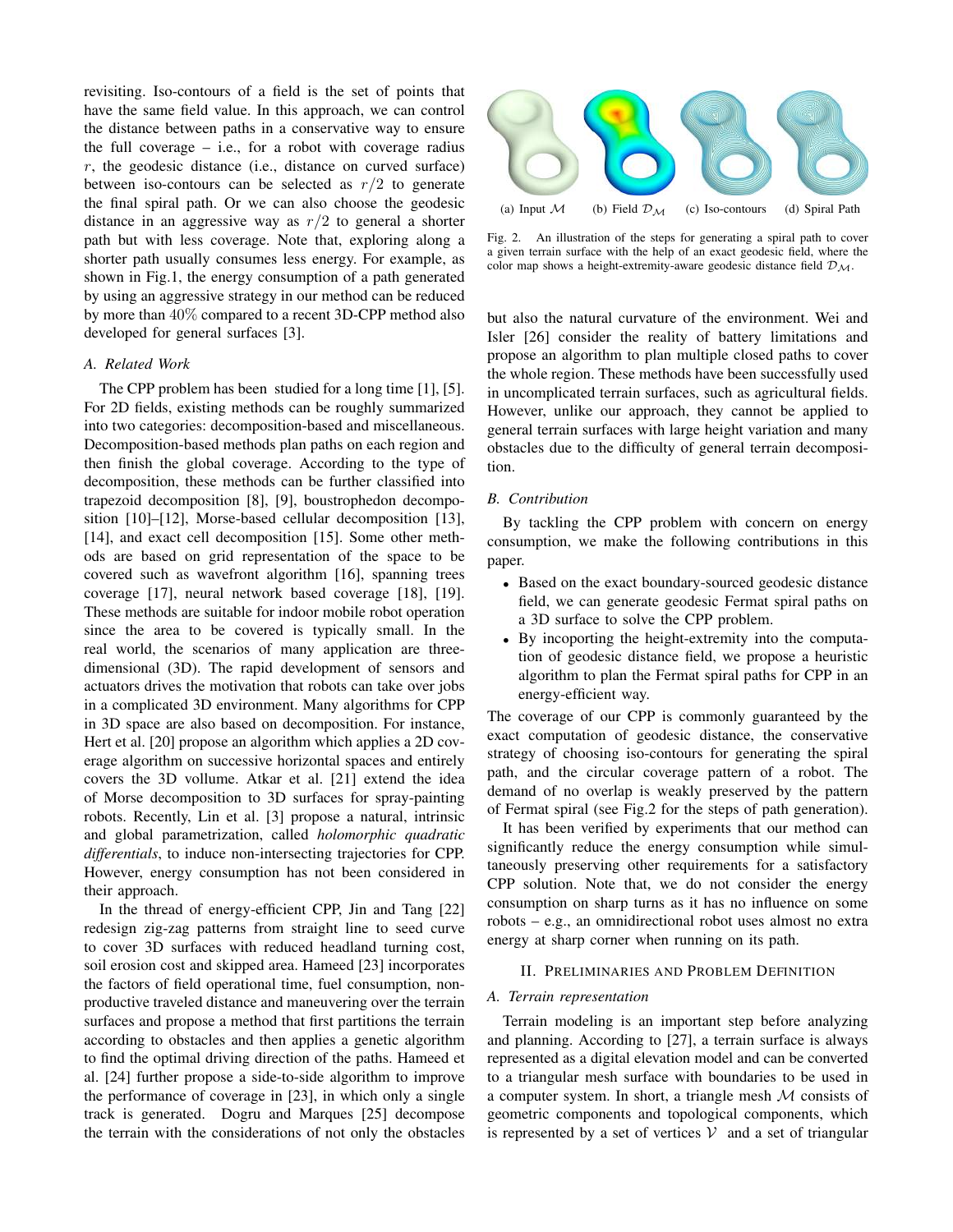revisiting. Iso-contours of a field is the set of points that have the same field value. In this approach, we can control the distance between paths in a conservative way to ensure the full coverage – i.e., for a robot with coverage radius $r$, the geodesic distance (i.e., distance on curved surface) between iso-contours can be selected as $r/2$ to generate the final spiral path. Or we can also choose the geodesic distance in an aggressive way as $r/2$ to general a shorter path but with less coverage. Note that, exploring along a shorter path usually consumes less energy. For example, as shown in Fig.1, the energy consumption of a path generated by using an aggressive strategy in our method can be reduced by more than 40% compared to a recent 3D-CPP method also developed for general surfaces [3].

### A. Related Work

The CPP problem has been studied for a long time [1], [5]. For 2D fields, existing methods can be roughly summarized into two categories: decomposition-based and miscellaneous. Decomposition-based methods plan paths on each region and then finish the global coverage. According to the type of decomposition, these methods can be further classified into trapezoid decomposition [8], [9], boustrophedon decomposition [10]–[12], Morse-based cellular decomposition [13], [14], and exact cell decomposition [15]. Some other methods are based on grid representation of the space to be covered such as wavefront algorithm [16], spanning trees coverage [17], neural network based coverage [18], [19]. These methods are suitable for indoor mobile robot operation since the area to be covered is typically small. In the real world, the scenarios of many application are three-dimensional (3D). The rapid development of sensors and actuators drives the motivation that robots can take over jobs in a complicated 3D environment. Many algorithms for CPP in 3D space are also based on decomposition. For instance, Hert et al. [20] propose an algorithm which applies a 2D coverage algorithm on successive horizontal spaces and entirely covers the 3D vollume. Atkar et al. [21] extend the idea of Morse decomposition to 3D surfaces for spray-painting robots. Recently, Lin et al. [3] propose a natural, intrinsic and global parametrization, called *holomorphic quadratic differentials*, to induce non-intersecting trajectories for CPP. However, energy consumption has not been considered in their approach.

In the thread of energy-efficient CPP, Jin and Tang [22] redesign zig-zag patterns from straight line to seed curve to cover 3D surfaces with reduced headland turning cost, soil erosion cost and skipped area. Hameed [23] incorporates the factors of field operational time, fuel consumption, non-productive traveled distance and maneuvering over the terrain surfaces and propose a method that first partitions the terrain according to obstacles and then applies a genetic algorithm to find the optimal driving direction of the paths. Hameed et al. [24] further propose a side-to-side algorithm to improve the performance of coverage in [23], in which only a single track is generated. Dogru and Marques [25] decompose the terrain with the considerations of not only the obstacles but also the natural curvature of the environment. Wei and Isler [26] consider the reality of battery limitations and propose an algorithm to plan multiple closed paths to cover the whole region. These methods have been successfully used in uncomplicated terrain surfaces, such as agricultural fields. However, unlike our approach, they cannot be applied to general terrain surfaces with large height variation and many obstacles due to the difficulty of general terrain decomposition.

(a) Input $\mathcal{M}$ (b) Field $\mathcal{D}_{\mathcal{M}}$ (c) Iso-contours (d) Spiral Path

Fig. 2. An illustration of the steps for generating a spiral path to cover a given terrain surface with the help of an exact geodesic field, where the color map shows a height-extremity-aware geodesic distance field $\mathcal{D}_{\mathcal{M}}$.

### B. Contribution

By tackling the CPP problem with concern on energy consumption, we make the following contributions in this paper.

- Based on the exact boundary-sourced geodesic distance field, we can generate geodesic Fermat spiral paths on a 3D surface to solve the CPP problem.
- By incoporting the height-extremity into the computation of geodesic distance field, we propose a heuristic algorithm to plan the Fermat spiral paths for CPP in an energy-efficient way.

The coverage of our CPP is commonly guaranteed by the exact computation of geodesic distance, the conservative strategy of choosing iso-contours for generating the spiral path, and the circular coverage pattern of a robot. The demand of no overlap is weakly preserved by the pattern of Fermat spiral (see Fig.2 for the steps of path generation).

It has been verified by experiments that our method can significantly reduce the energy consumption while simultaneously preserving other requirements for a satisfactory CPP solution. Note that, we do not consider the energy consumption on sharp turns as it has no influence on some robots – e.g., an omnidirectional robot uses almost no extra energy at sharp corner when running on its path.

## II. Preliminaries and Problem Definition

### A. Terrain representation

Terrain modeling is an important step before analyzing and planning. According to [27], a terrain surface is always represented as a digital elevation model and can be converted to a triangular mesh surface with boundaries to be used in a computer system. In short, a triangle mesh $\mathcal{M}$ consists of geometric components and topological components, which is represented by a set of vertices $\mathcal{V}$ and a set of triangular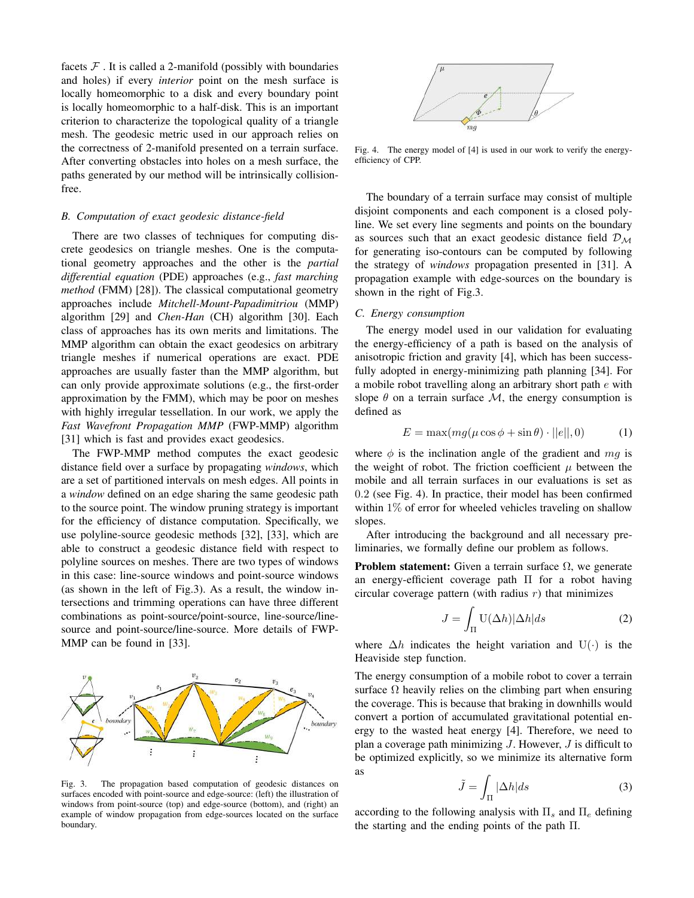facets $\mathcal{F}$ . It is called a 2-manifold (possibly with boundaries and holes) if every *interior* point on the mesh surface is locally homeomorphic to a disk and every boundary point is locally homeomorphic to a half-disk. This is an important criterion to characterize the topological quality of a triangle mesh. The geodesic metric used in our approach relies on the correctness of 2-manifold presented on a terrain surface. After converting obstacles into holes on a mesh surface, the paths generated by our method will be intrinsically collision-free.

### B. Computation of exact geodesic distance-field

There are two classes of techniques for computing discrete geodesics on triangle meshes. One is the computational geometry approaches and the other is the *partial differential equation* (PDE) approaches (e.g., *fast marching method* (FMM) [28]). The classical computational geometry approaches include *Mitchell-Mount-Papadimitriou* (MMP) algorithm [29] and *Chen-Han* (CH) algorithm [30]. Each class of approaches has its own merits and limitations. The MMP algorithm can obtain the exact geodesics on arbitrary triangle meshes if numerical operations are exact. PDE approaches are usually faster than the MMP algorithm, but can only provide approximate solutions (e.g., the first-order approximation by the FMM), which may be poor on meshes with highly irregular tessellation. In our work, we apply the *Fast Wavefront Propagation MMP* (FWP-MMP) algorithm [31] which is fast and provides exact geodesics.

The FWP-MMP method computes the exact geodesic distance field over a surface by propagating *windows*, which are a set of partitioned intervals on mesh edges. All points in a *window* defined on an edge sharing the same geodesic path to the source point. The window pruning strategy is important for the efficiency of distance computation. Specifically, we use polyline-source geodesic methods [32], [33], which are able to construct a geodesic distance field with respect to polyline sources on meshes. There are two types of windows in this case: line-source windows and point-source windows (as shown in the left of Fig.3). As a result, the window intersections and trimming operations can have three different combinations as point-source/point-source, line-source/line-source and point-source/line-source. More details of FWP-MMP can be found in [33].

Fig. 3. The propagation based computation of geodesic distances on surfaces encoded with point-source and edge-source: (left) the illustration of windows from point-source (top) and edge-source (bottom), and (right) an example of window propagation from edge-sources located on the surface boundary.

Fig. 4. The energy model of [4] is used in our work to verify the energy-efficiency of CPP.

The boundary of a terrain surface may consist of multiple disjoint components and each component is a closed polyline. We set every line segments and points on the boundary as sources such that an exact geodesic distance field $\mathcal{D}_{\mathcal{M}}$ for generating iso-contours can be computed by following the strategy of *windows* propagation presented in [31]. A propagation example with edge-sources on the boundary is shown in the right of Fig.3.

### C. Energy consumption

The energy model used in our validation for evaluating the energy-efficiency of a path is based on the analysis of anisotropic friction and gravity [4], which has been successfully adopted in energy-minimizing path planning [34]. For a mobile robot travelling along an arbitrary short path $e$ with slope $\theta$ on a terrain surface $\mathcal{M}$, the energy consumption is defined as

$$E = \max(mg(\mu \cos\phi + \sin\theta) \cdot ||e||, 0) \tag{1}$$

where $\phi$ is the inclination angle of the gradient and $mg$ is the weight of robot. The friction coefficient $\mu$ between the mobile and all terrain surfaces in our evaluations is set as 0.2 (see Fig. 4). In practice, their model has been confirmed within 1% of error for wheeled vehicles traveling on shallow slopes.

After introducing the background and all necessary preliminaries, we formally define our problem as follows.

**Problem statement:** Given a terrain surface $\Omega$, we generate an energy-efficient coverage path $\Pi$ for a robot having circular coverage pattern (with radius $r$) that minimizes

$$J = \int_{\Pi} \mathrm{U}(\Delta h)|\Delta h| ds \tag{2}$$

where $\Delta h$ indicates the height variation and $\mathrm{U}(\cdot)$ is the Heaviside step function.

The energy consumption of a mobile robot to cover a terrain surface $\Omega$ heavily relies on the climbing part when ensuring the coverage. This is because that braking in downhills would convert a portion of accumulated gravitational potential energy to the wasted heat energy [4]. Therefore, we need to plan a coverage path minimizing $J$. However, $J$ is difficult to be optimized explicitly, so we minimize its alternative form as

$$\tilde{J} = \int_{\Pi} |\Delta h| ds \tag{3}$$

according to the following analysis with $\Pi_s$ and $\Pi_e$ defining the starting and the ending points of the path $\Pi$.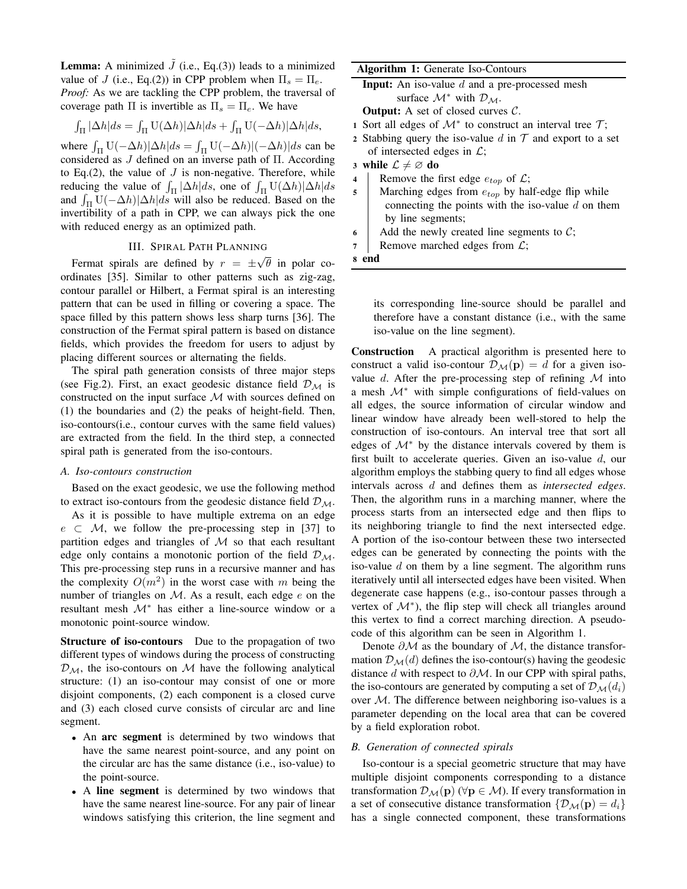**Lemma:** A minimized $\tilde{J}$ (i.e., Eq.(3)) leads to a minimized value of $J$ (i.e., Eq.(2)) in CPP problem when $\Pi_s = \Pi_e$.

*Proof:* As we are tackling the CPP problem, the traversal of coverage path $\Pi$ is invertible as $\Pi_s = \Pi_e$. We have

$$\int_{\Pi} |\Delta h| ds = \int_{\Pi} \mathrm{U}(\Delta h)|\Delta h| ds + \int_{\Pi} \mathrm{U}(-\Delta h)|\Delta h| ds,$$

where $\int_{\Pi} \mathrm{U}(-\Delta h)|\Delta h| ds = \int_{\Pi} \mathrm{U}(-\Delta h)|(-\Delta h)| ds$ can be considered as $J$ defined on an inverse path of $\Pi$. According to Eq.(2), the value of $J$ is non-negative. Therefore, while reducing the value of $\int_{\Pi} |\Delta h| ds$, one of $\int_{\Pi} \mathrm{U}(\Delta h)|\Delta h| ds$ and $\int_{\Pi} \mathrm{U}(-\Delta h)|\Delta h| ds$ will also be reduced. Based on the invertibility of a path in CPP, we can always pick the one with reduced energy as an optimized path.

## III. Spiral Path Planning

Fermat spirals are defined by $r = \pm\sqrt{\theta}$ in polar coordinates [35]. Similar to other patterns such as zig-zag, contour parallel or Hilbert, a Fermat spiral is an interesting pattern that can be used in filling or covering a space. The space filled by this pattern shows less sharp turns [36]. The construction of the Fermat spiral pattern is based on distance fields, which provides the freedom for users to adjust by placing different sources or alternating the fields.

The spiral path generation consists of three major steps (see Fig.2). First, an exact geodesic distance field $\mathcal{D}_{\mathcal{M}}$ is constructed on the input surface $\mathcal{M}$ with sources defined on (1) the boundaries and (2) the peaks of height-field. Then, iso-contours(i.e., contour curves with the same field values) are extracted from the field. In the third step, a connected spiral path is generated from the iso-contours.

### A. Iso-contours construction

Based on the exact geodesic, we use the following method to extract iso-contours from the geodesic distance field $\mathcal{D}_{\mathcal{M}}$.

As it is possible to have multiple extrema on an edge $e \subset \mathcal{M}$, we follow the pre-processing step in [37] to partition edges and triangles of $\mathcal{M}$ so that each resultant edge only contains a monotonic portion of the field $\mathcal{D}_{\mathcal{M}}$. This pre-processing step runs in a recursive manner and has the complexity $O(m^2)$ in the worst case with $m$ being the number of triangles on $\mathcal{M}$. As a result, each edge $e$ on the resultant mesh $\mathcal{M}^*$ has either a line-source window or a monotonic point-source window.

**Structure of iso-contours** Due to the propagation of two different types of windows during the process of constructing $\mathcal{D}_{\mathcal{M}}$, the iso-contours on $\mathcal{M}$ have the following analytical structure: (1) an iso-contour may consist of one or more disjoint components, (2) each component is a closed curve and (3) each closed curve consists of circular arc and line segment.

- An **arc segment** is determined by two windows that have the same nearest point-source, and any point on the circular arc has the same distance (i.e., iso-value) to the point-source.
- A **line segment** is determined by two windows that have the same nearest line-source. For any pair of linear windows satisfying this criterion, the line segment and its corresponding line-source should be parallel and therefore have a constant distance (i.e., with the same iso-value on the line segment).

**Algorithm 1:** Generate Iso-Contours

**Input:** An iso-value $d$ and a pre-processed mesh surface $\mathcal{M}^*$ with $\mathcal{D}_{\mathcal{M}}$.
**Output:** A set of closed curves $\mathcal{C}$.

```
1 Sort all edges of M* to construct an interval tree T;
2 Stabbing query the iso-value d in T and export to a set
  of intersected edges in L;
3 while L ≠ ∅ do
4     Remove the first edge e_top of L;
5     Marching edges from e_top by half-edge flip while
      connecting the points with the iso-value d on them
      by line segments;
6     Add the newly created line segments to C;
7     Remove marched edges from L;
8 end
```

**Construction** A practical algorithm is presented here to construct a valid iso-contour $\mathcal{D}_{\mathcal{M}}(\mathbf{p}) = d$ for a given iso-value $d$. After the pre-processing step of refining $\mathcal{M}$ into a mesh $\mathcal{M}^*$ with simple configurations of field-values on all edges, the source information of circular window and linear window have already been well-stored to help the construction of iso-contours. An interval tree that sort all edges of $\mathcal{M}^*$ by the distance intervals covered by them is first built to accelerate queries. Given an iso-value $d$, our algorithm employs the stabbing query to find all edges whose intervals across $d$ and defines them as *intersected edges*. Then, the algorithm runs in a marching manner, where the process starts from an intersected edge and then flips to its neighboring triangle to find the next intersected edge. A portion of the iso-contour between these two intersected edges can be generated by connecting the points with the iso-value $d$ on them by a line segment. The algorithm runs iteratively until all intersected edges have been visited. When degenerate case happens (e.g., iso-contour passes through a vertex of $\mathcal{M}^*$), the flip step will check all triangles around this vertex to find a correct marching direction. A pseudo-code of this algorithm can be seen in Algorithm 1.

Denote $\partial\mathcal{M}$ as the boundary of $\mathcal{M}$, the distance transformation $\mathcal{D}_{\mathcal{M}}(d)$ defines the iso-contour(s) having the geodesic distance $d$ with respect to $\partial\mathcal{M}$. In our CPP with spiral paths, the iso-contours are generated by computing a set of $\mathcal{D}_{\mathcal{M}}(d_i)$ over $\mathcal{M}$. The difference between neighboring iso-values is a parameter depending on the local area that can be covered by a field exploration robot.

### B. Generation of connected spirals

Iso-contour is a special geometric structure that may have multiple disjoint components corresponding to a distance transformation $\mathcal{D}_{\mathcal{M}}(\mathbf{p})$ ($\forall \mathbf{p} \in \mathcal{M}$). If every transformation in a set of consecutive distance transformation $\{\mathcal{D}_{\mathcal{M}}(\mathbf{p}) = d_i\}$ has a single connected component, these transformations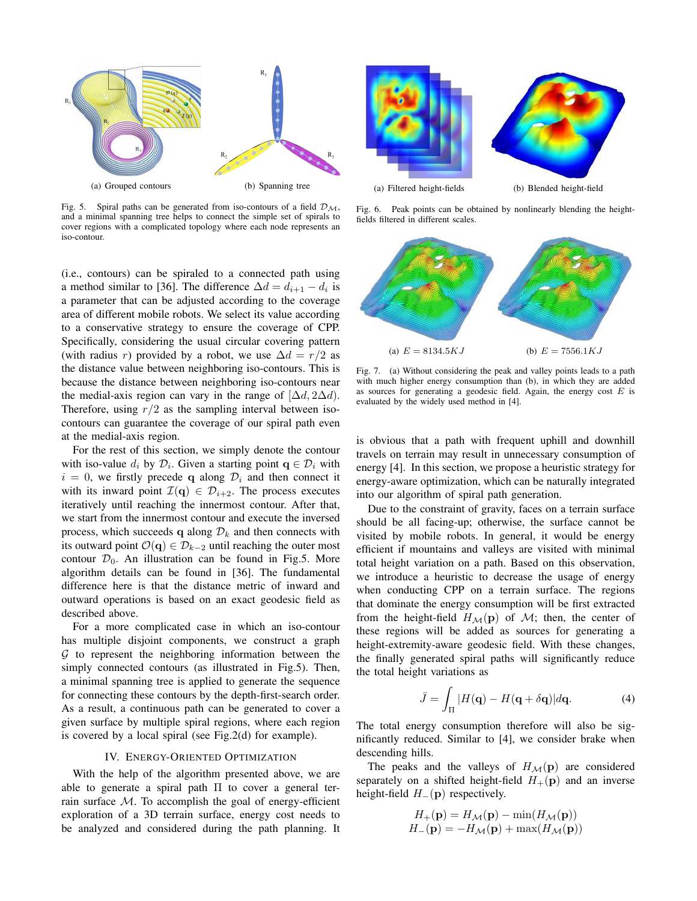(a) Grouped contours

(b) Spanning tree

Fig. 5. Spiral paths can be generated from iso-contours of a field $\mathcal{D}_{\mathcal{M}}$, and a minimal spanning tree helps to connect the simple set of spirals to cover regions with a complicated topology where each node represents an iso-contour.

(a) Filtered height-fields

(b) Blended height-field

Fig. 6. Peak points can be obtained by nonlinearly blending the height-fields filtered in different scales.

(a) $E = 8134.5KJ$

(b) $E = 7556.1KJ$

Fig. 7. (a) Without considering the peak and valley points leads to a path with much higher energy consumption than (b), in which they are added as sources for generating a geodesic field. Again, the energy cost $E$ is evaluated by the widely used method in [4].

(i.e., contours) can be spiraled to a connected path using a method similar to [36]. The difference $\Delta d = d_{i+1} - d_i$ is a parameter that can be adjusted according to the coverage area of different mobile robots. We select its value according to a conservative strategy to ensure the coverage of CPP. Specifically, considering the usual circular covering pattern (with radius $r$) provided by a robot, we use $\Delta d = r/2$ as the distance value between neighboring iso-contours. This is because the distance between neighboring iso-contours near the medial-axis region can vary in the range of $[\Delta d, 2\Delta d)$. Therefore, using $r/2$ as the sampling interval between iso-contours can guarantee the coverage of our spiral path even at the medial-axis region.

For the rest of this section, we simply denote the contour with iso-value $d_i$ by $\mathcal{D}_i$. Given a starting point $\mathbf{q} \in \mathcal{D}_i$ with $i = 0$, we firstly precede $\mathbf{q}$ along $\mathcal{D}_i$ and then connect it with its inward point $\mathcal{I}(\mathbf{q}) \in \mathcal{D}_{i+2}$. The process executes iteratively until reaching the innermost contour. After that, we start from the innermost contour and execute the inversed process, which succeeds $\mathbf{q}$ along $\mathcal{D}_k$ and then connects with its outward point $\mathcal{O}(\mathbf{q}) \in \mathcal{D}_{k-2}$ until reaching the outer most contour $\mathcal{D}_0$. An illustration can be found in Fig.5. More algorithm details can be found in [36]. The fundamental difference here is that the distance metric of inward and outward operations is based on an exact geodesic field as described above.

For a more complicated case in which an iso-contour has multiple disjoint components, we construct a graph $\mathcal{G}$ to represent the neighboring information between the simply connected contours (as illustrated in Fig.5). Then, a minimal spanning tree is applied to generate the sequence for connecting these contours by the depth-first-search order. As a result, a continuous path can be generated to cover a given surface by multiple spiral regions, where each region is covered by a local spiral (see Fig.2(d) for example).

## IV. Energy-Oriented Optimization

With the help of the algorithm presented above, we are able to generate a spiral path $\Pi$ to cover a general terrain surface $\mathcal{M}$. To accomplish the goal of energy-efficient exploration of a 3D terrain surface, energy cost needs to be analyzed and considered during the path planning. It is obvious that a path with frequent uphill and downhill travels on terrain may result in unnecessary consumption of energy [4]. In this section, we propose a heuristic strategy for energy-aware optimization, which can be naturally integrated into our algorithm of spiral path generation.

Due to the constraint of gravity, faces on a terrain surface should be all facing-up; otherwise, the surface cannot be visited by mobile robots. In general, it would be energy efficient if mountains and valleys are visited with minimal total height variation on a path. Based on this observation, we introduce a heuristic to decrease the usage of energy when conducting CPP on a terrain surface. The regions that dominate the energy consumption will be first extracted from the height-field $H_{\mathcal{M}}(\mathbf{p})$ of $\mathcal{M}$; then, the center of these regions will be added as sources for generating a height-extremity-aware geodesic field. With these changes, the finally generated spiral paths will significantly reduce the total height variations as

$$\bar{J} = \int_{\Pi} |H(\mathbf{q}) - H(\mathbf{q} + \delta\mathbf{q})| d\mathbf{q}. \quad (4)$$

The total energy consumption therefore will also be significantly reduced. Similar to [4], we consider brake when descending hills.

The peaks and the valleys of $H_{\mathcal{M}}(\mathbf{p})$ are considered separately on a shifted height-field $H_{+}(\mathbf{p})$ and an inverse height-field $H_{-}(\mathbf{p})$ respectively.

$$H_{+}(\mathbf{p}) = H_{\mathcal{M}}(\mathbf{p}) - \min(H_{\mathcal{M}}(\mathbf{p}))$$
$$H_{-}(\mathbf{p}) = -H_{\mathcal{M}}(\mathbf{p}) + \max(H_{\mathcal{M}}(\mathbf{p}))$$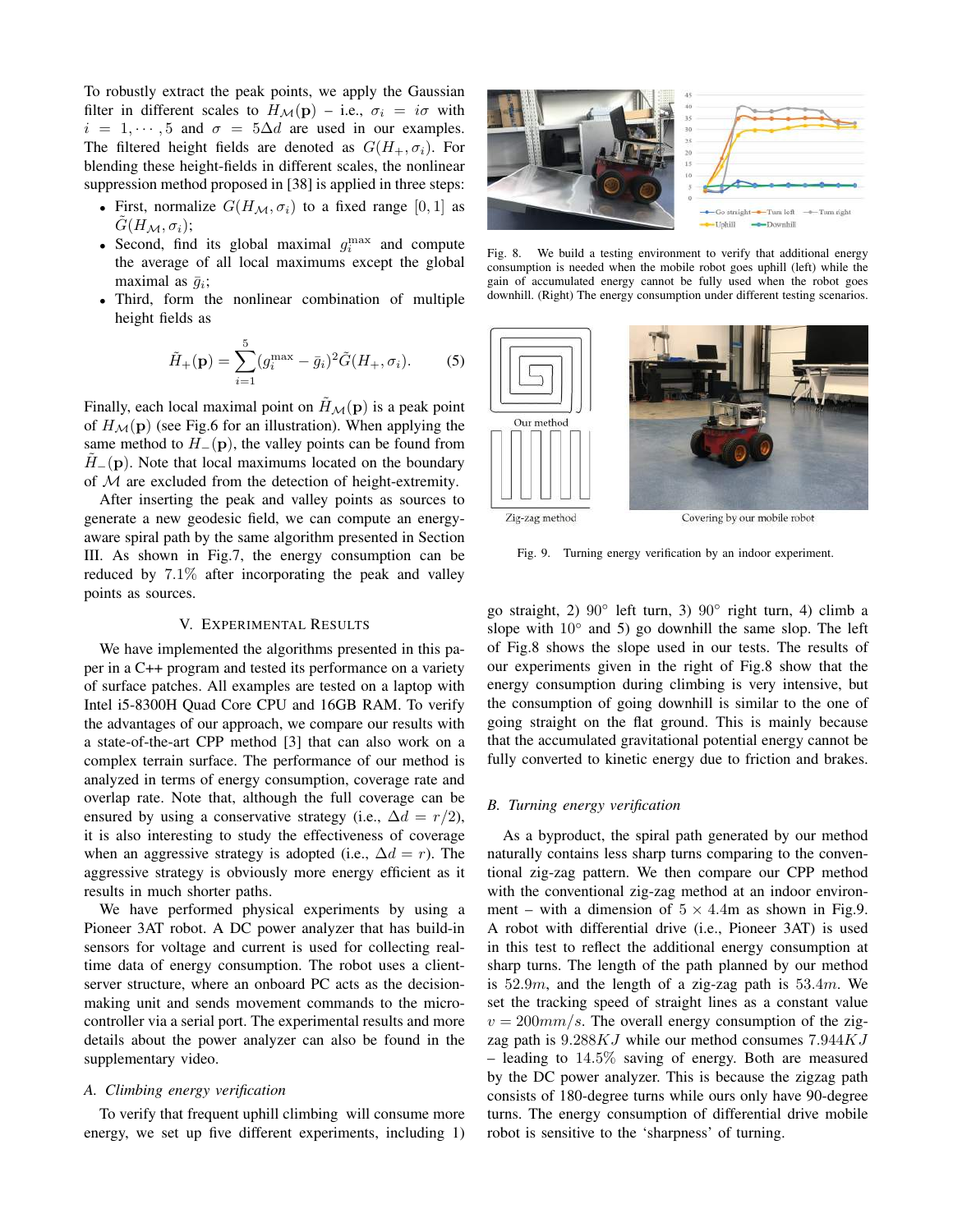To robustly extract the peak points, we apply the Gaussian filter in different scales to $H_{\mathcal{M}}(\mathbf{p})$ – i.e., $\sigma_i = i\sigma$ with $i = 1, \cdots, 5$ and $\sigma = 5\Delta d$ are used in our examples. The filtered height fields are denoted as $G(H_+, \sigma_i)$. For blending these height-fields in different scales, the nonlinear suppression method proposed in [38] is applied in three steps:

- First, normalize $G(H_{\mathcal{M}}, \sigma_i)$ to a fixed range $[0, 1]$ as $\tilde{G}(H_{\mathcal{M}}, \sigma_i)$;
- Second, find its global maximal $g_i^{\max}$ and compute the average of all local maximums except the global maximal as $\bar{g}_i$;
- Third, form the nonlinear combination of multiple height fields as

$$\tilde{H}_+(\mathbf{p}) = \sum_{i=1}^{5} (g_i^{\max} - \bar{g}_i)^2 \tilde{G}(H_+, \sigma_i). \quad (5)$$

Finally, each local maximal point on $\tilde{H}_{\mathcal{M}}(\mathbf{p})$ is a peak point of $H_{\mathcal{M}}(\mathbf{p})$ (see Fig.6 for an illustration). When applying the same method to $H_-(\mathbf{p})$, the valley points can be found from $\tilde{H}_-(\mathbf{p})$. Note that local maximums located on the boundary of $\mathcal{M}$ are excluded from the detection of height-extremity.

After inserting the peak and valley points as sources to generate a new geodesic field, we can compute an energy-aware spiral path by the same algorithm presented in Section III. As shown in Fig.7, the energy consumption can be reduced by 7.1% after incorporating the peak and valley points as sources.

## V. Experimental Results

We have implemented the algorithms presented in this paper in a C++ program and tested its performance on a variety of surface patches. All examples are tested on a laptop with Intel i5-8300H Quad Core CPU and 16GB RAM. To verify the advantages of our approach, we compare our results with a state-of-the-art CPP method [3] that can also work on a complex terrain surface. The performance of our method is analyzed in terms of energy consumption, coverage rate and overlap rate. Note that, although the full coverage can be ensured by using a conservative strategy (i.e., $\Delta d = r/2$), it is also interesting to study the effectiveness of coverage when an aggressive strategy is adopted (i.e., $\Delta d = r$). The aggressive strategy is obviously more energy efficient as it results in much shorter paths.

We have performed physical experiments by using a Pioneer 3AT robot. A DC power analyzer that has build-in sensors for voltage and current is used for collecting real-time data of energy consumption. The robot uses a client-server structure, where an onboard PC acts as the decision-making unit and sends movement commands to the micro-controller via a serial port. The experimental results and more details about the power analyzer can also be found in the supplementary video.

### A. Climbing energy verification

To verify that frequent uphill climbing will consume more energy, we set up five different experiments, including 1) go straight, 2) 90° left turn, 3) 90° right turn, 4) climb a slope with 10° and 5) go downhill the same slop. The left of Fig.8 shows the slope used in our tests. The results of our experiments given in the right of Fig.8 show that the energy consumption during climbing is very intensive, but the consumption of going downhill is similar to the one of going straight on the flat ground. This is mainly because that the accumulated gravitational potential energy cannot be fully converted to kinetic energy due to friction and brakes.

Fig. 8. We build a testing environment to verify that additional energy consumption is needed when the mobile robot goes uphill (left) while the gain of accumulated energy cannot be fully used when the robot goes downhill. (Right) The energy consumption under different testing scenarios.

Fig. 9. Turning energy verification by an indoor experiment.

### B. Turning energy verification

As a byproduct, the spiral path generated by our method naturally contains less sharp turns comparing to the conventional zig-zag pattern. We then compare our CPP method with the conventional zig-zag method at an indoor environment – with a dimension of $5 \times 4.4$m as shown in Fig.9. A robot with differential drive (i.e., Pioneer 3AT) is used in this test to reflect the additional energy consumption at sharp turns. The length of the path planned by our method is $52.9m$, and the length of a zig-zag path is $53.4m$. We set the tracking speed of straight lines as a constant value $v = 200mm/s$. The overall energy consumption of the zig-zag path is $9.288KJ$ while our method consumes $7.944KJ$ – leading to 14.5% saving of energy. Both are measured by the DC power analyzer. This is because the zigzag path consists of 180-degree turns while ours only have 90-degree turns. The energy consumption of differential drive mobile robot is sensitive to the 'sharpness' of turning.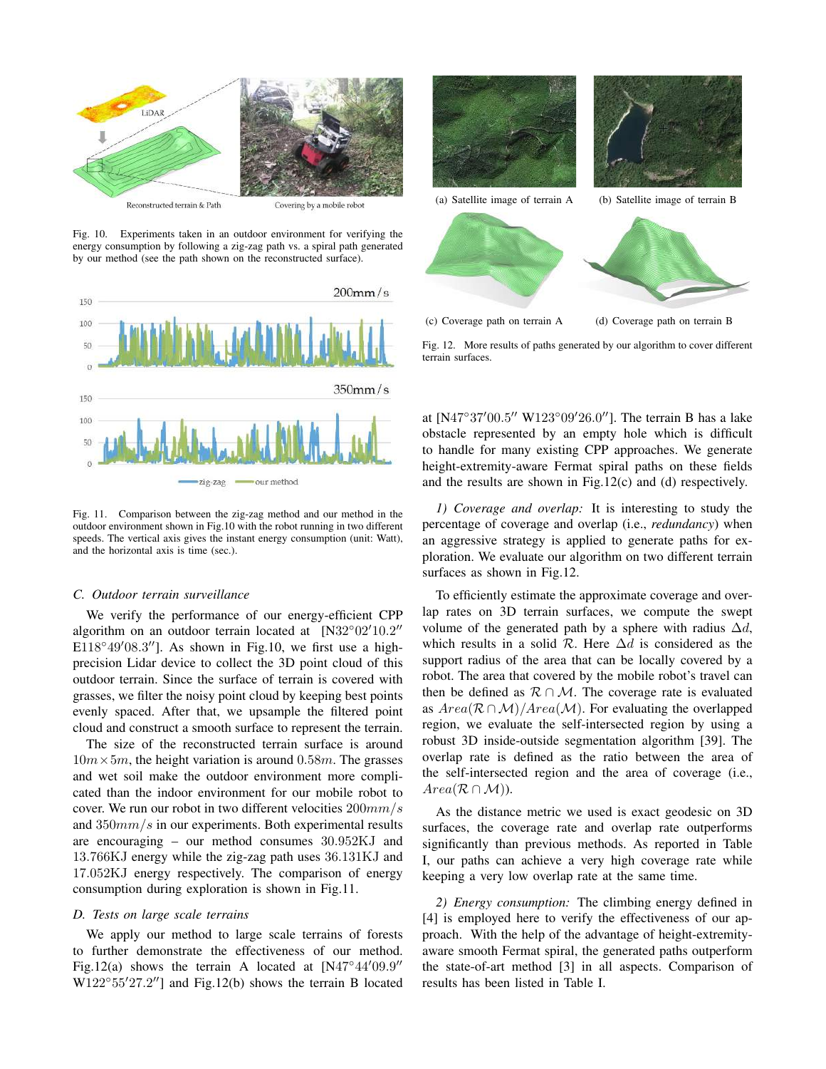Fig. 10. Experiments taken in an outdoor environment for verifying the energy consumption by following a zig-zag path vs. a spiral path generated by our method (see the path shown on the reconstructed surface).

Fig. 11. Comparison between the zig-zag method and our method in the outdoor environment shown in Fig.10 with the robot running in two different speeds. The vertical axis gives the instant energy consumption (unit: Watt), and the horizontal axis is time (sec.).

### C. Outdoor terrain surveillance

We verify the performance of our energy-efficient CPP algorithm on an outdoor terrain located at [N32°02′10.2″ E118°49′08.3″]. As shown in Fig.10, we first use a high-precision Lidar device to collect the 3D point cloud of this outdoor terrain. Since the surface of terrain is covered with grasses, we filter the noisy point cloud by keeping best points evenly spaced. After that, we upsample the filtered point cloud and construct a smooth surface to represent the terrain. The size of the reconstructed terrain surface is around $10m \times 5m$, the height variation is around $0.58m$. The grasses and wet soil make the outdoor environment more complicated than the indoor environment for our mobile robot to cover. We run our robot in two different velocities $200mm/s$ and $350mm/s$ in our experiments. Both experimental results are encouraging – our method consumes $30.952$KJ and $13.766$KJ energy while the zig-zag path uses $36.131$KJ and $17.052$KJ energy respectively. The comparison of energy consumption during exploration is shown in Fig.11.

### D. Tests on large scale terrains

We apply our method to large scale terrains of forests to further demonstrate the effectiveness of our method. Fig.12(a) shows the terrain A located at [N47°44′09.9″ W122°55′27.2″] and Fig.12(b) shows the terrain B located at [N47°37′00.5″ W123°09′26.0″]. The terrain B has a lake obstacle represented by an empty hole which is difficult to handle for many existing CPP approaches. We generate height-extremity-aware Fermat spiral paths on these fields and the results are shown in Fig.12(c) and (d) respectively.

(a) Satellite image of terrain A (b) Satellite image of terrain B

(c) Coverage path on terrain A (d) Coverage path on terrain B

Fig. 12. More results of paths generated by our algorithm to cover different terrain surfaces.

*1) Coverage and overlap:* It is interesting to study the percentage of coverage and overlap (i.e., *redundancy*) when an aggressive strategy is applied to generate paths for exploration. We evaluate our algorithm on two different terrain surfaces as shown in Fig.12.

To efficiently estimate the approximate coverage and overlap rates on 3D terrain surfaces, we compute the swept volume of the generated path by a sphere with radius $\Delta d$, which results in a solid $\mathcal{R}$. Here $\Delta d$ is considered as the support radius of the area that can be locally covered by a robot. The area that covered by the mobile robot's travel can then be defined as $\mathcal{R} \cap \mathcal{M}$. The coverage rate is evaluated as $Area(\mathcal{R} \cap \mathcal{M})/Area(\mathcal{M})$. For evaluating the overlapped region, we evaluate the self-intersected region by using a robust 3D inside-outside segmentation algorithm [39]. The overlap rate is defined as the ratio between the area of the self-intersected region and the area of coverage (i.e., $Area(\mathcal{R} \cap \mathcal{M})$).

As the distance metric we used is exact geodesic on 3D surfaces, the coverage rate and overlap rate outperforms significantly than previous methods. As reported in Table I, our paths can achieve a very high coverage rate while keeping a very low overlap rate at the same time.

*2) Energy consumption:* The climbing energy defined in [4] is employed here to verify the effectiveness of our approach. With the help of the advantage of height-extremity-aware smooth Fermat spiral, the generated paths outperform the state-of-art method [3] in all aspects. Comparison of results has been listed in Table I.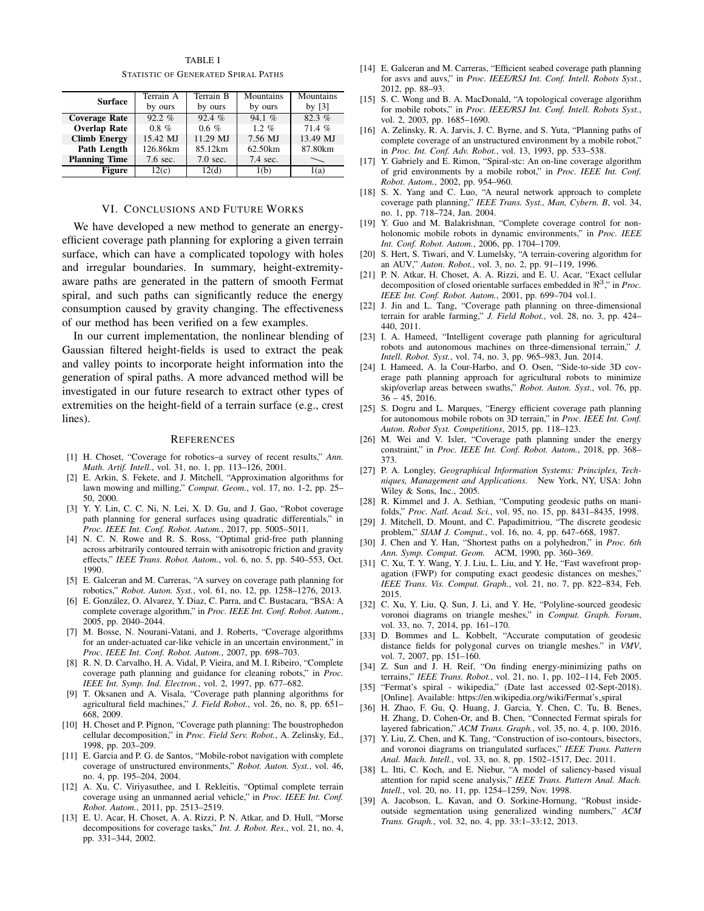TABLE I

STATISTIC OF GENERATED SPIRAL PATHS

| Surface | Terrain A by ours | Terrain B by ours | Mountains by ours | Mountains by [3] |
|---|---|---|---|---|
| **Coverage Rate** | 92.2 % | 92.4 % | 94.1 % | 82.3 % |
| **Overlap Rate** | 0.8 % | 0.6 % | 1.2 % | 71.4 % |
| **Climb Energy** | 15.42 MJ | 11.29 MJ | 7.56 MJ | 13.49 MJ |
| **Path Length** | 126.86km | 85.12km | 62.50km | 87.80km |
| **Planning Time** | 7.6 sec. | 7.0 sec. | 7.4 sec. | ⸜ |
| **Figure** | 12(c) | 12(d) | 1(b) | 1(a) |

## VI. Conclusions and Future Works

We have developed a new method to generate an energy-efficient coverage path planning for exploring a given terrain surface, which can have a complicated topology with holes and irregular boundaries. In summary, height-extremity-aware paths are generated in the pattern of smooth Fermat spiral, and such paths can significantly reduce the energy consumption caused by gravity changing. The effectiveness of our method has been verified on a few examples.

In our current implementation, the nonlinear blending of Gaussian filtered height-fields is used to extract the peak and valley points to incorporate height information into the generation of spiral paths. A more advanced method will be investigated in our future research to extract other types of extremities on the height-field of a terrain surface (e.g., crest lines).

## References

[1] H. Choset, "Coverage for robotics–a survey of recent results," *Ann. Math. Artif. Intell.*, vol. 31, no. 1, pp. 113–126, 2001.

[2] E. Arkin, S. Fekete, and J. Mitchell, "Approximation algorithms for lawn mowing and milling," *Comput. Geom.*, vol. 17, no. 1-2, pp. 25–50, 2000.

[3] Y. Y. Lin, C. C. Ni, N. Lei, X. D. Gu, and J. Gao, "Robot coverage path planning for general surfaces using quadratic differentials," in *Proc. IEEE Int. Conf. Robot. Autom.*, 2017, pp. 5005–5011.

[4] N. C. N. Rowe and R. S. Ross, "Optimal grid-free path planning across arbitrarily contoured terrain with anisotropic friction and gravity effects," *IEEE Trans. Robot. Autom.*, vol. 6, no. 5, pp. 540–553, Oct. 1990.

[5] E. Galceran and M. Carreras, "A survey on coverage path planning for robotics," *Robot. Auton. Syst.*, vol. 61, no. 12, pp. 1258–1276, 2013.

[6] E. González, O. Alvarez, Y. Diaz, C. Parra, and C. Bustacara, "BSA: A complete coverage algorithm," in *Proc. IEEE Int. Conf. Robot. Autom.*, 2005, pp. 2040–2044.

[7] M. Bosse, N. Nourani-Vatani, and J. Roberts, "Coverage algorithms for an under-actuated car-like vehicle in an uncertain environment," in *Proc. IEEE Int. Conf. Robot. Autom.*, 2007, pp. 698–703.

[8] R. N. D. Carvalho, H. A. Vidal, P. Vieira, and M. I. Ribeiro, "Complete coverage path planning and guidance for cleaning robots," in *Proc. IEEE Int. Symp. Ind. Electron.*, vol. 2, 1997, pp. 677–682.

[9] T. Oksanen and A. Visala, "Coverage path planning algorithms for agricultural field machines," *J. Field Robot.*, vol. 26, no. 8, pp. 651–668, 2009.

[10] H. Choset and P. Pignon, "Coverage path planning: The boustrophedon cellular decomposition," in *Proc. Field Serv. Robot.*, A. Zelinsky, Ed., 1998, pp. 203–209.

[11] E. Garcia and P. G. de Santos, "Mobile-robot navigation with complete coverage of unstructured environments," *Robot. Auton. Syst.*, vol. 46, no. 4, pp. 195–204, 2004.

[12] A. Xu, C. Viriyasuthee, and I. Rekleitis, "Optimal complete terrain coverage using an unmanned aerial vehicle," in *Proc. IEEE Int. Conf. Robot. Autom.*, 2011, pp. 2513–2519.

[13] E. U. Acar, H. Choset, A. A. Rizzi, P. N. Atkar, and D. Hull, "Morse decompositions for coverage tasks," *Int. J. Robot. Res.*, vol. 21, no. 4, pp. 331–344, 2002.

[14] E. Galceran and M. Carreras, "Efficient seabed coverage path planning for asvs and auvs," in *Proc. IEEE/RSJ Int. Conf. Intell. Robots Syst.*, 2012, pp. 88–93.

[15] S. C. Wong and B. A. MacDonald, "A topological coverage algorithm for mobile robots," in *Proc. IEEE/RSJ Int. Conf. Intell. Robots Syst.*, vol. 2, 2003, pp. 1685–1690.

[16] A. Zelinsky, R. A. Jarvis, J. C. Byrne, and S. Yuta, "Planning paths of complete coverage of an unstructured environment by a mobile robot," in *Proc. Int. Conf. Adv. Robot.*, vol. 13, 1993, pp. 533–538.

[17] Y. Gabriely and E. Rimon, "Spiral-stc: An on-line coverage algorithm of grid environments by a mobile robot," in *Proc. IEEE Int. Conf. Robot. Autom.*, 2002, pp. 954–960.

[18] S. X. Yang and C. Luo, "A neural network approach to complete coverage path planning," *IEEE Trans. Syst., Man, Cybern. B*, vol. 34, no. 1, pp. 718–724, Jan. 2004.

[19] Y. Guo and M. Balakrishnan, "Complete coverage control for non-holonomic mobile robots in dynamic environments," in *Proc. IEEE Int. Conf. Robot. Autom.*, 2006, pp. 1704–1709.

[20] S. Hert, S. Tiwari, and V. Lumelsky, "A terrain-covering algorithm for an AUV," *Auton. Robot.*, vol. 3, no. 2, pp. 91–119, 1996.

[21] P. N. Atkar, H. Choset, A. A. Rizzi, and E. U. Acar, "Exact cellular decomposition of closed orientable surfaces embedded in $\Re^3$," in *Proc. IEEE Int. Conf. Robot. Autom.*, 2001, pp. 699–704 vol.1.

[22] J. Jin and L. Tang, "Coverage path planning on three-dimensional terrain for arable farming," *J. Field Robot.*, vol. 28, no. 3, pp. 424–440, 2011.

[23] I. A. Hameed, "Intelligent coverage path planning for agricultural robots and autonomous machines on three-dimensional terrain," *J. Intell. Robot. Syst.*, vol. 74, no. 3, pp. 965–983, Jun. 2014.

[24] I. Hameed, A. la Cour-Harbo, and O. Osen, "Side-to-side 3D coverage path planning approach for agricultural robots to minimize skip/overlap areas between swaths," *Robot. Auton. Syst.*, vol. 76, pp. 36 – 45, 2016.

[25] S. Dogru and L. Marques, "Energy efficient coverage path planning for autonomous mobile robots on 3D terrain," in *Proc. IEEE Int. Conf. Auton. Robot Syst. Competitions*, 2015, pp. 118–123.

[26] M. Wei and V. Isler, "Coverage path planning under the energy constraint," in *Proc. IEEE Int. Conf. Robot. Autom.*, 2018, pp. 368–373.

[27] P. A. Longley, *Geographical Information Systems: Principles, Techniques, Management and Applications*. New York, NY, USA: John Wiley & Sons, Inc., 2005.

[28] R. Kimmel and J. A. Sethian, "Computing geodesic paths on manifolds," *Proc. Natl. Acad. Sci.*, vol. 95, no. 15, pp. 8431–8435, 1998.

[29] J. Mitchell, D. Mount, and C. Papadimitriou, "The discrete geodesic problem," *SIAM J. Comput.*, vol. 16, no. 4, pp. 647–668, 1987.

[30] J. Chen and Y. Han, "Shortest paths on a polyhedron," in *Proc. 6th Ann. Symp. Comput. Geom.* ACM, 1990, pp. 360–369.

[31] C. Xu, T. Y. Wang, Y. J. Liu, L. Liu, and Y. He, "Fast wavefront propagation (FWP) for computing exact geodesic distances on meshes," *IEEE Trans. Vis. Comput. Graph.*, vol. 21, no. 7, pp. 822–834, Feb. 2015.

[32] C. Xu, Y. Liu, Q. Sun, J. Li, and Y. He, "Polyline-sourced geodesic voronoi diagrams on triangle meshes," in *Comput. Graph. Forum*, vol. 33, no. 7, 2014, pp. 161–170.

[33] D. Bommes and L. Kobbelt, "Accurate computation of geodesic distance fields for polygonal curves on triangle meshes." in *VMV*, vol. 7, 2007, pp. 151–160.

[34] Z. Sun and J. H. Reif, "On finding energy-minimizing paths on terrains," *IEEE Trans. Robot.*, vol. 21, no. 1, pp. 102–114, Feb 2005.

[35] "Fermat's spiral - wikipedia," (Date last accessed 02-Sept-2018). [Online]. Available: https://en.wikipedia.org/wiki/Fermat's_spiral

[36] H. Zhao, F. Gu, Q. Huang, J. Garcia, Y. Chen, C. Tu, B. Benes, H. Zhang, D. Cohen-Or, and B. Chen, "Connected Fermat spirals for layered fabrication," *ACM Trans. Graph.*, vol. 35, no. 4, p. 100, 2016.

[37] Y. Liu, Z. Chen, and K. Tang, "Construction of iso-contours, bisectors, and voronoi diagrams on triangulated surfaces," *IEEE Trans. Pattern Anal. Mach. Intell.*, vol. 33, no. 8, pp. 1502–1517, Dec. 2011.

[38] L. Itti, C. Koch, and E. Niebur, "A model of saliency-based visual attention for rapid scene analysis," *IEEE Trans. Pattern Anal. Mach. Intell.*, vol. 20, no. 11, pp. 1254–1259, Nov. 1998.

[39] A. Jacobson, L. Kavan, and O. Sorkine-Hornung, "Robust inside-outside segmentation using generalized winding numbers," *ACM Trans. Graph.*, vol. 32, no. 4, pp. 33:1–33:12, 2013.